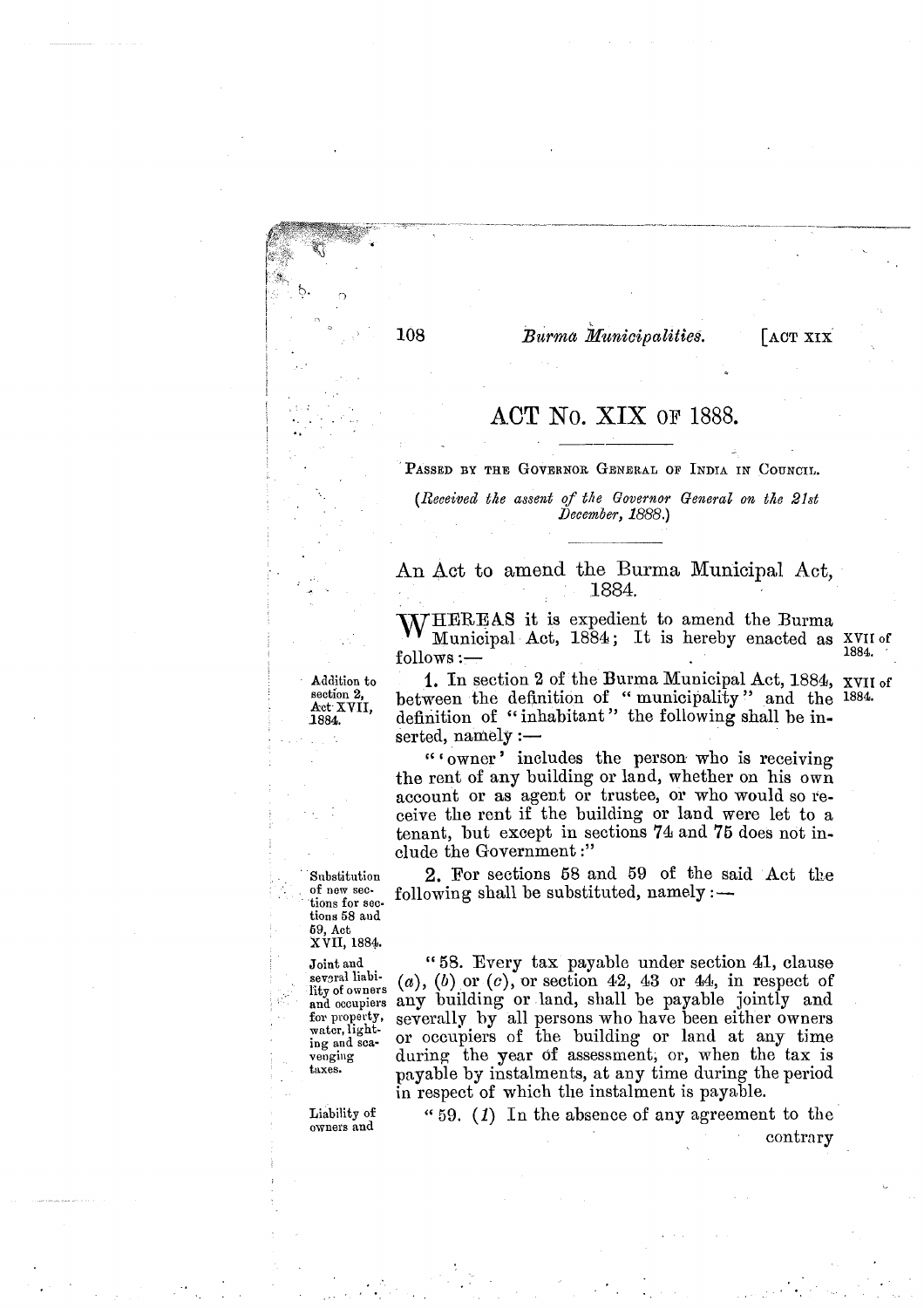# ACT No. XIX of 1888.

PASSED BY THE GOVERNOR GENERAL OF INDIA IN COUNCIL.

*(Received the assent of the Governor General on the 21st December, 1888.)*

## An Act to amend the Burma Municipal Act, 1884.

WHEREAS it is expedient to amend the Burma Municipal Act, 1884; It is hereby enacted as follows:— XVII of 1884.

Addition to section 2, Act XVII, 1884.

1. In section 2 of the Burma Municipal Act, 1884, between the definition of "municipality" and the definition of "inhabitant" the following shall be inserted, namely:— XVII of 1884.

"'owner' includes the person who is receiving the rent of any building or land, whether on his own account or as agent or trustee, or who would so receive the rent if the building or land were let to a tenant, but except in sections 74 and 75 does not include the Government:"

Substitution of new sections for sections 58 and 59, Act XVII, 1884.

2. For sections 58 and 59 of the said Act the following shall be substituted, namely:—

Joint and several liability of owners and occupiers for property, water, lighting and scavenging taxes.

"58. Every tax payable under section 41, clause (*a*), (*b*) or (*c*), or section 42, 43 or 44, in respect of any building or land, shall be payable jointly and severally by all persons who have been either owners or occupiers of the building or land at any time during the year of assessment, or, when the tax is payable by instalments, at any time during the period in respect of which the instalment is payable.

Liability of owners and

"59. (*1*) In the absence of any agreement to the contrary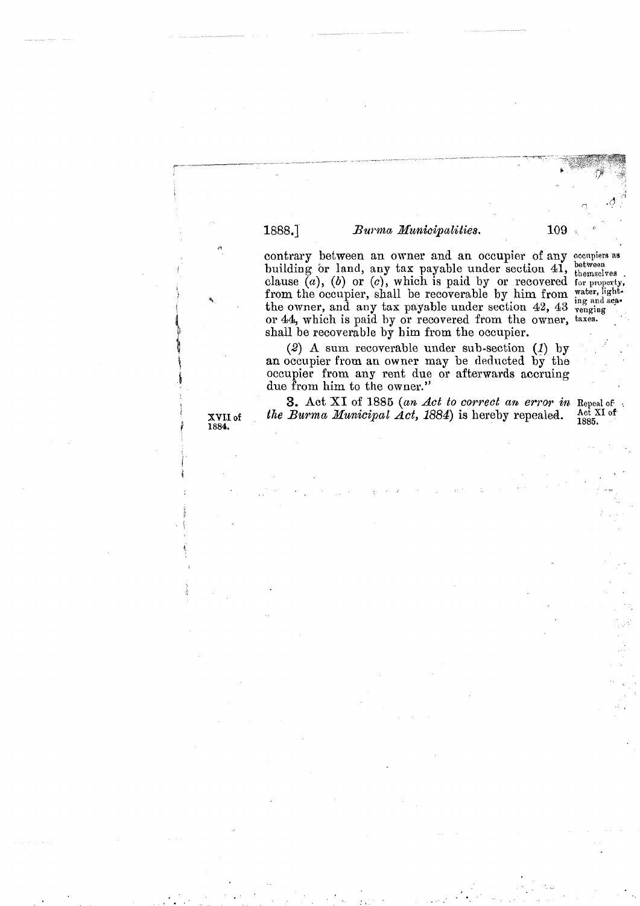contrary between an owner and an occupier of any building or land, any tax payable under section 41, clause (*a*), (*b*) or (*c*), which is paid by or recovered from the occupier, shall be recoverable by him from the owner, and any tax payable under section 42, 43 or 44, which is paid by or recovered from the owner, shall be recoverable by him from the occupier.

occupiers as between themselves for property, water, lighting and scavenging taxes.

(*2*) A sum recoverable under sub-section (*1*) by an occupier from an owner may be deducted by the occupier from any rent due or afterwards accruing due from him to the owner."

**3.** Act XI of 1885 (*an Act to correct an error in the Burma Municipal Act, 1884*) is hereby repealed.

XVII of 1884.

Repeal of Act XI of 1885.